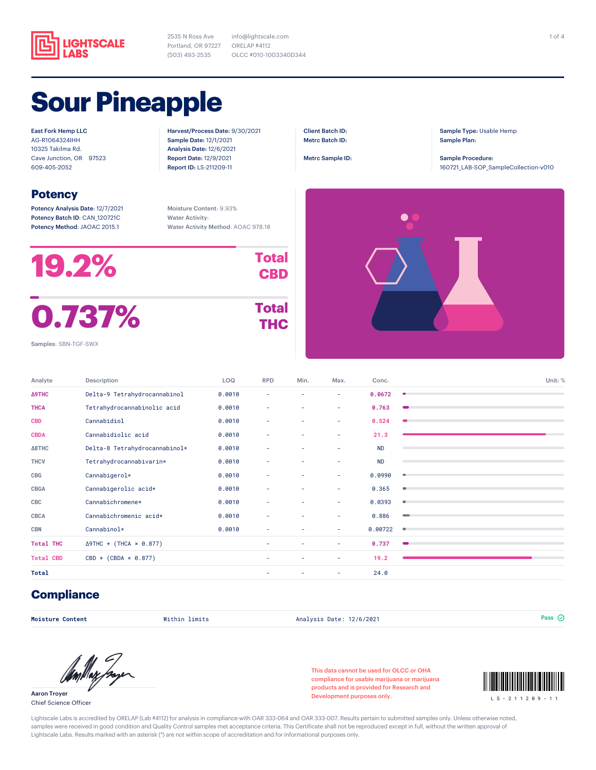LIGHTSCALE LABS

2535 N Ross Ave
Portland, OR 97227
(503) 493-2535

info@lightscale.com
ORELAP #4112
OLCC #010-1003340D344

# Sour Pineapple

East Fork Hemp LLC
AG-R1064324IHH
10325 Takilma Rd.
Cave Junction, OR 97523
609-405-2052

**Harvest/Process Date:** 9/30/2021
**Sample Date:** 12/1/2021
**Analysis Date:** 12/6/2021
**Report Date:** 12/9/2021
**Report ID:** LS-211209-11

**Client Batch ID:**
**Metrc Batch ID:**

**Metrc Sample ID:**

**Sample Type:** Usable Hemp
**Sample Plan:**

**Sample Procedure:**
160721_LAB-SOP_SampleCollection-v010

## Potency

**Potency Analysis Date:** 12/7/2021
**Potency Batch ID:** CAN_120721C
**Potency Method:** JAOAC 2015.1

Moisture Content: 9.93%
Water Activity:
Water Activity Method: AOAC 978.18

**19.2%** Total CBD

**0.737%** Total THC

Samples: SBN-TGF-SWX

| Analyte | Description | LOQ | RPD | Min. | Max. | Conc. |
|---|---|---|---|---|---|---|
| Δ9THC | Delta-9 Tetrahydrocannabinol | 0.0010 | – | – | – | 0.0672 |
| THCA | Tetrahydrocannabinolic acid | 0.0010 | – | – | – | 0.763 |
| CBD | Cannabidiol | 0.0010 | – | – | – | 0.524 |
| CBDA | Cannabidiolic acid | 0.0010 | – | – | – | 21.3 |
| Δ8THC | Delta-8 Tetrahydrocannabinol* | 0.0010 | – | – | – | ND |
| THCV | Tetrahydrocannabivarin* | 0.0010 | – | – | – | ND |
| CBG | Cannabigerol* | 0.0010 | – | – | – | 0.0990 |
| CBGA | Cannabigerolic acid* | 0.0010 | – | – | – | 0.365 |
| CBC | Cannabichromene* | 0.0010 | – | – | – | 0.0393 |
| CBCA | Cannabichromenic acid* | 0.0010 | – | – | – | 0.886 |
| CBN | Cannabinol* | 0.0010 | – | – | – | 0.00722 |
| Total THC | Δ9THC + (THCA × 0.877) | | – | – | – | 0.737 |
| Total CBD | CBD + (CBDA × 0.877) | | – | – | – | 19.2 |
| **Total** | | | – | – | – | 24.0 |

Unit: %

## Compliance

| | | | |
|---|---|---|---|
| **Moisture Content** | Within limits | Analysis Date: 12/6/2021 | Pass |

Aaron Troyer
Chief Science Officer

This data cannot be used for OLCC or OHA compliance for usable marijuana or marijuana products and is provided for Research and Development purposes only.

LS-211209-11

Lightscale Labs is accredited by ORELAP (Lab #4112) for analysis in compliance with OAR 333-064 and OAR 333-007. Results pertain to submitted samples only. Unless otherwise noted, samples were received in good condition and Quality Control samples met acceptance criteria. This Certificate shall not be reproduced except in full, without the written approval of Lightscale Labs. Results marked with an asterisk (*) are not within scope of accreditation and for informational purposes only.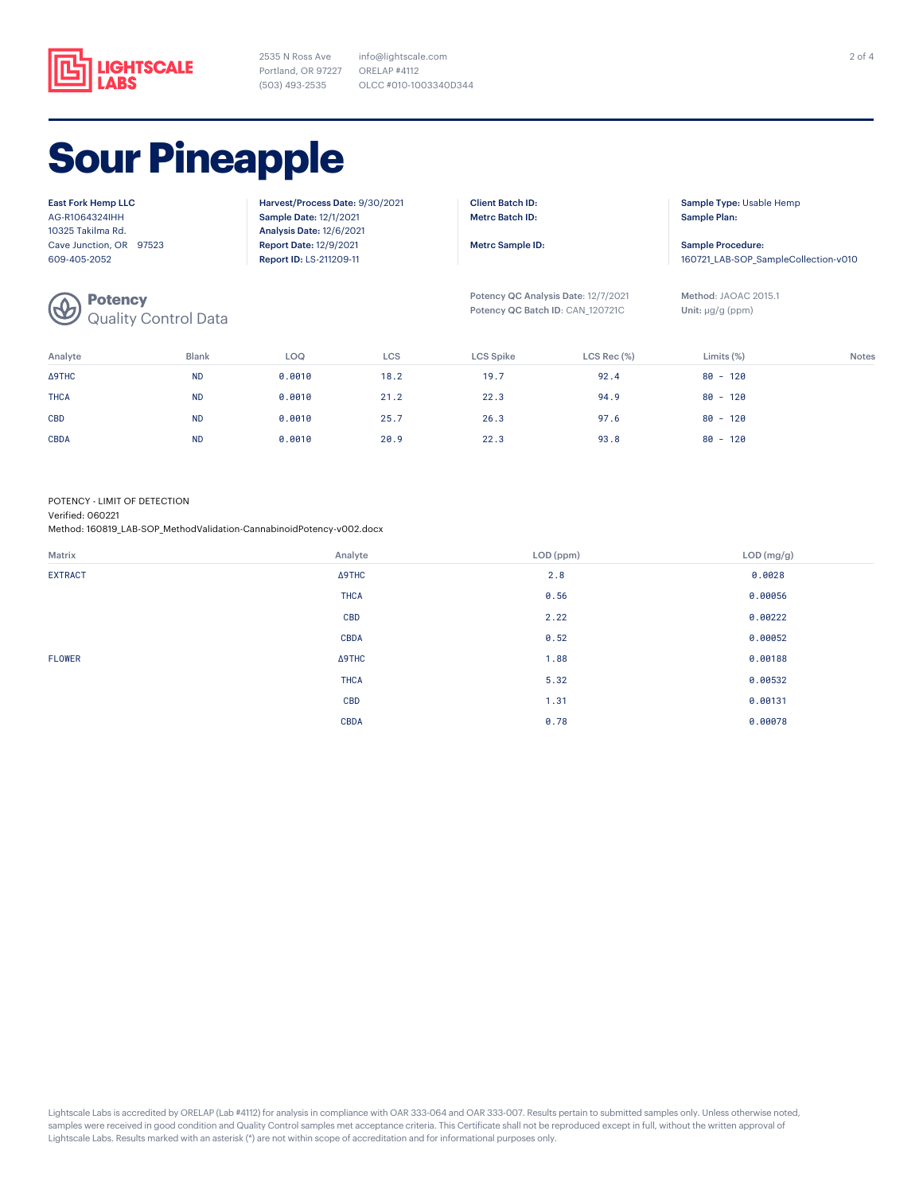LIGHTSCALE LABS

2535 N Ross Ave
Portland, OR 97227
(503) 493-2535

info@lightscale.com
ORELAP #4112
OLCC #010-1003340D344

# Sour Pineapple

**East Fork Hemp LLC**
AG-R1064324IHH
10325 Takilma Rd.
Cave Junction, OR 97523
609-405-2052

**Harvest/Process Date:** 9/30/2021
**Sample Date:** 12/1/2021
**Analysis Date:** 12/6/2021
**Report Date:** 12/9/2021
**Report ID:** LS-211209-11

**Client Batch ID:**
**Metrc Batch ID:**

**Metrc Sample ID:**

**Sample Type:** Usable Hemp
**Sample Plan:**

**Sample Procedure:**
160721_LAB-SOP_SampleCollection-v010

## Potency
### Quality Control Data

**Potency QC Analysis Date:** 12/7/2021
**Potency QC Batch ID:** CAN_120721C

**Method:** JAOAC 2015.1
**Unit:** µg/g (ppm)

| Analyte | Blank | LOQ | LCS | LCS Spike | LCS Rec (%) | Limits (%) | Notes |
|---|---|---|---|---|---|---|---|
| Δ9THC | ND | 0.0010 | 18.2 | 19.7 | 92.4 | 80 - 120 | |
| THCA | ND | 0.0010 | 21.2 | 22.3 | 94.9 | 80 - 120 | |
| CBD | ND | 0.0010 | 25.7 | 26.3 | 97.6 | 80 - 120 | |
| CBDA | ND | 0.0010 | 20.9 | 22.3 | 93.8 | 80 - 120 | |

POTENCY - LIMIT OF DETECTION
Verified: 060221
Method: 160819_LAB-SOP_MethodValidation-CannabinoidPotency-v002.docx

| Matrix | Analyte | LOD (ppm) | LOD (mg/g) |
|---|---|---|---|
| EXTRACT | Δ9THC | 2.8 | 0.0028 |
| | THCA | 0.56 | 0.00056 |
| | CBD | 2.22 | 0.00222 |
| | CBDA | 0.52 | 0.00052 |
| FLOWER | Δ9THC | 1.88 | 0.00188 |
| | THCA | 5.32 | 0.00532 |
| | CBD | 1.31 | 0.00131 |
| | CBDA | 0.78 | 0.00078 |

Lightscale Labs is accredited by ORELAP (Lab #4112) for analysis in compliance with OAR 333-064 and OAR 333-007. Results pertain to submitted samples only. Unless otherwise noted, samples were received in good condition and Quality Control samples met acceptance criteria. This Certificate shall not be reproduced except in full, without the written approval of Lightscale Labs. Results marked with an asterisk (*) are not within scope of accreditation and for informational purposes only.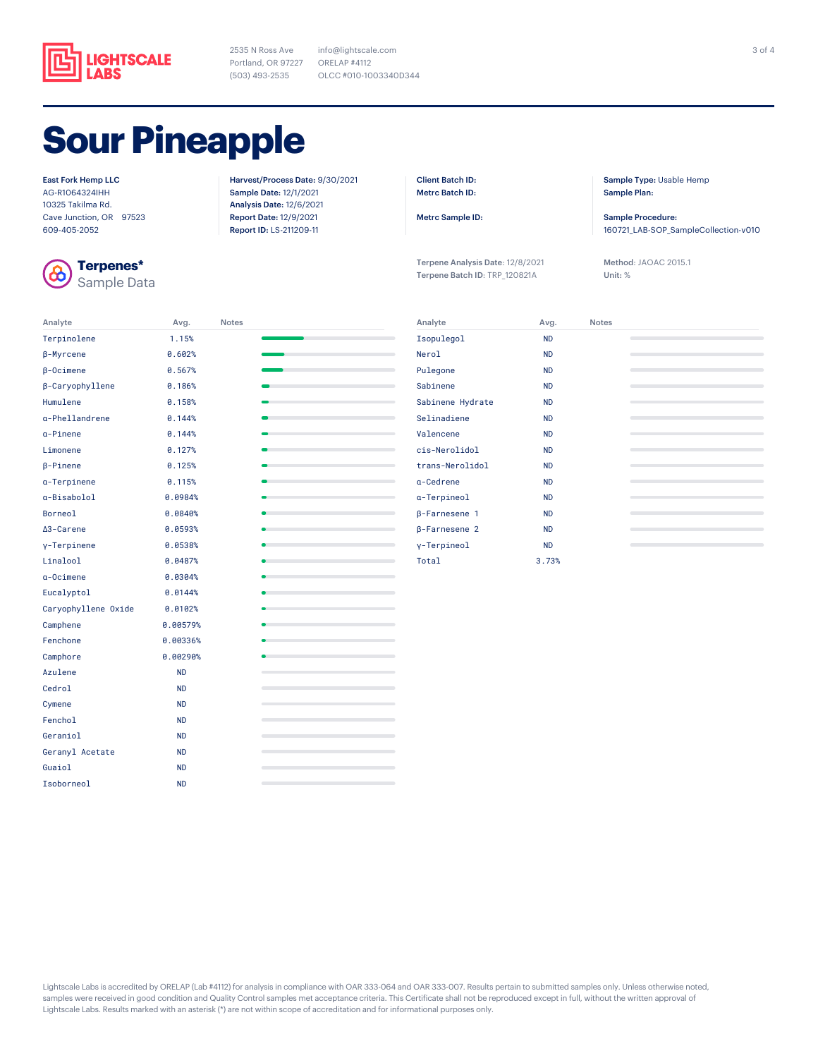LIGHTSCALE LABS

2535 N Ross Ave
Portland, OR 97227
(503) 493-2535

info@lightscale.com
ORELAP #4112
OLCC #010-1003340D344

# Sour Pineapple

East Fork Hemp LLC
AG-R1064324IHH
10325 Takilma Rd.
Cave Junction, OR 97523
609-405-2052

**Harvest/Process Date:** 9/30/2021
**Sample Date:** 12/1/2021
**Analysis Date:** 12/6/2021
**Report Date:** 12/9/2021
**Report ID:** LS-211209-11

**Client Batch ID:**
**Metrc Batch ID:**

**Metrc Sample ID:**

**Sample Type:** Usable Hemp
**Sample Plan:**

**Sample Procedure:**
160721_LAB-SOP_SampleCollection-v010

## Terpenes*

Sample Data

**Terpene Analysis Date:** 12/8/2021
**Terpene Batch ID:** TRP_120821A

**Method:** JAOAC 2015.1
**Unit:** %

| Analyte | Avg. | Notes |
|---|---|---|
| Terpinolene | 1.15% | |
| β-Myrcene | 0.602% | |
| β-Ocimene | 0.567% | |
| β-Caryophyllene | 0.186% | |
| Humulene | 0.158% | |
| α-Phellandrene | 0.144% | |
| α-Pinene | 0.144% | |
| Limonene | 0.127% | |
| β-Pinene | 0.125% | |
| α-Terpinene | 0.115% | |
| α-Bisabolol | 0.0984% | |
| Borneol | 0.0840% | |
| Δ3-Carene | 0.0593% | |
| γ-Terpinene | 0.0538% | |
| Linalool | 0.0487% | |
| α-Ocimene | 0.0304% | |
| Eucalyptol | 0.0144% | |
| Caryophyllene Oxide | 0.0102% | |
| Camphene | 0.00579% | |
| Fenchone | 0.00336% | |
| Camphore | 0.00290% | |
| Azulene | ND | |
| Cedrol | ND | |
| Cymene | ND | |
| Fenchol | ND | |
| Geraniol | ND | |
| Geranyl Acetate | ND | |
| Guaiol | ND | |
| Isoborneol | ND | |
| Isopulegol | ND | |
| Nerol | ND | |
| Pulegone | ND | |
| Sabinene | ND | |
| Sabinene Hydrate | ND | |
| Selinadiene | ND | |
| Valencene | ND | |
| cis-Nerolidol | ND | |
| trans-Nerolidol | ND | |
| α-Cedrene | ND | |
| α-Terpineol | ND | |
| β-Farnesene 1 | ND | |
| β-Farnesene 2 | ND | |
| γ-Terpineol | ND | |
| Total | 3.73% | |

Lightscale Labs is accredited by ORELAP (Lab #4112) for analysis in compliance with OAR 333-064 and OAR 333-007. Results pertain to submitted samples only. Unless otherwise noted, samples were received in good condition and Quality Control samples met acceptance criteria. This Certificate shall not be reproduced except in full, without the written approval of Lightscale Labs. Results marked with an asterisk (*) are not within scope of accreditation and for informational purposes only.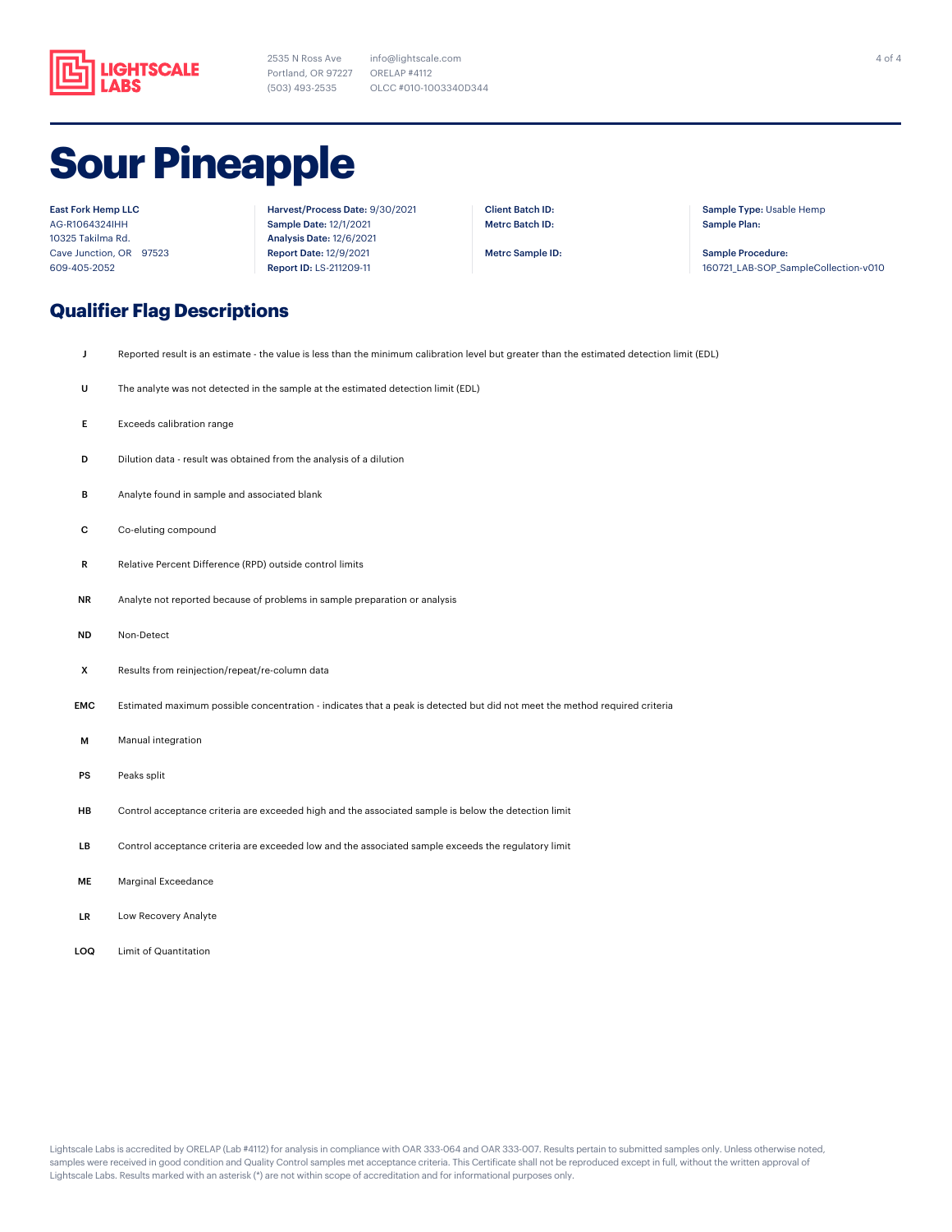LIGHTSCALE LABS

2535 N Ross Ave
Portland, OR 97227
(503) 493-2535

info@lightscale.com
ORELAP #4112
OLCC #010-1003340D344

# Sour Pineapple

East Fork Hemp LLC
AG-R1064324IHH
10325 Takilma Rd.
Cave Junction, OR 97523
609-405-2052

**Harvest/Process Date:** 9/30/2021
**Sample Date:** 12/1/2021
**Analysis Date:** 12/6/2021
**Report Date:** 12/9/2021
**Report ID:** LS-211209-11

**Client Batch ID:**
**Metrc Batch ID:**

**Metrc Sample ID:**

**Sample Type:** Usable Hemp
**Sample Plan:**

**Sample Procedure:**
160721_LAB-SOP_SampleCollection-v010

## Qualifier Flag Descriptions

| | |
|---|---|
| J | Reported result is an estimate - the value is less than the minimum calibration level but greater than the estimated detection limit (EDL) |
| U | The analyte was not detected in the sample at the estimated detection limit (EDL) |
| E | Exceeds calibration range |
| D | Dilution data - result was obtained from the analysis of a dilution |
| B | Analyte found in sample and associated blank |
| C | Co-eluting compound |
| R | Relative Percent Difference (RPD) outside control limits |
| NR | Analyte not reported because of problems in sample preparation or analysis |
| ND | Non-Detect |
| X | Results from reinjection/repeat/re-column data |
| EMC | Estimated maximum possible concentration - indicates that a peak is detected but did not meet the method required criteria |
| M | Manual integration |
| PS | Peaks split |
| HB | Control acceptance criteria are exceeded high and the associated sample is below the detection limit |
| LB | Control acceptance criteria are exceeded low and the associated sample exceeds the regulatory limit |
| ME | Marginal Exceedance |
| LR | Low Recovery Analyte |
| LOQ | Limit of Quantitation |

Lightscale Labs is accredited by ORELAP (Lab #4112) for analysis in compliance with OAR 333-064 and OAR 333-007. Results pertain to submitted samples only. Unless otherwise noted, samples were received in good condition and Quality Control samples met acceptance criteria. This Certificate shall not be reproduced except in full, without the written approval of Lightscale Labs. Results marked with an asterisk (*) are not within scope of accreditation and for informational purposes only.